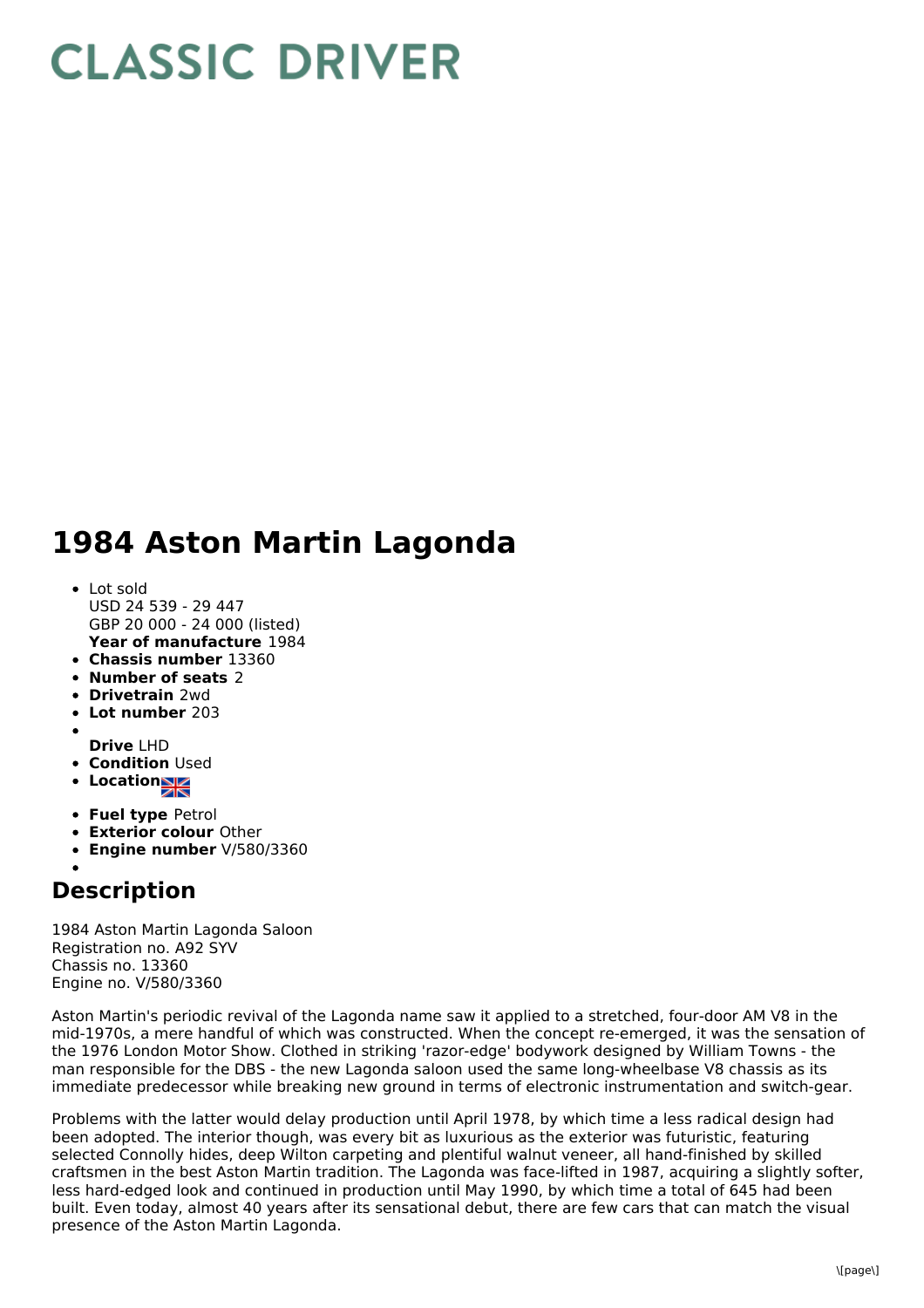# CLASSIC DRIVER

# 1984 Aston Martin Lagonda

- Lot sold
  USD 24 539 - 29 447
  GBP 20 000 - 24 000 (listed)
  **Year of manufacture** 1984
- **Chassis number** 13360
- **Number of seats** 2
- **Drivetrain** 2wd
- **Lot number** 203
- **Drive** LHD
- **Condition** Used
- **Location**
- **Fuel type** Petrol
- **Exterior colour** Other
- **Engine number** V/580/3360

## Description

1984 Aston Martin Lagonda Saloon
Registration no. A92 SYV
Chassis no. 13360
Engine no. V/580/3360

Aston Martin's periodic revival of the Lagonda name saw it applied to a stretched, four-door AM V8 in the mid-1970s, a mere handful of which was constructed. When the concept re-emerged, it was the sensation of the 1976 London Motor Show. Clothed in striking 'razor-edge' bodywork designed by William Towns - the man responsible for the DBS - the new Lagonda saloon used the same long-wheelbase V8 chassis as its immediate predecessor while breaking new ground in terms of electronic instrumentation and switch-gear.

Problems with the latter would delay production until April 1978, by which time a less radical design had been adopted. The interior though, was every bit as luxurious as the exterior was futuristic, featuring selected Connolly hides, deep Wilton carpeting and plentiful walnut veneer, all hand-finished by skilled craftsmen in the best Aston Martin tradition. The Lagonda was face-lifted in 1987, acquiring a slightly softer, less hard-edged look and continued in production until May 1990, by which time a total of 645 had been built. Even today, almost 40 years after its sensational debut, there are few cars that can match the visual presence of the Aston Martin Lagonda.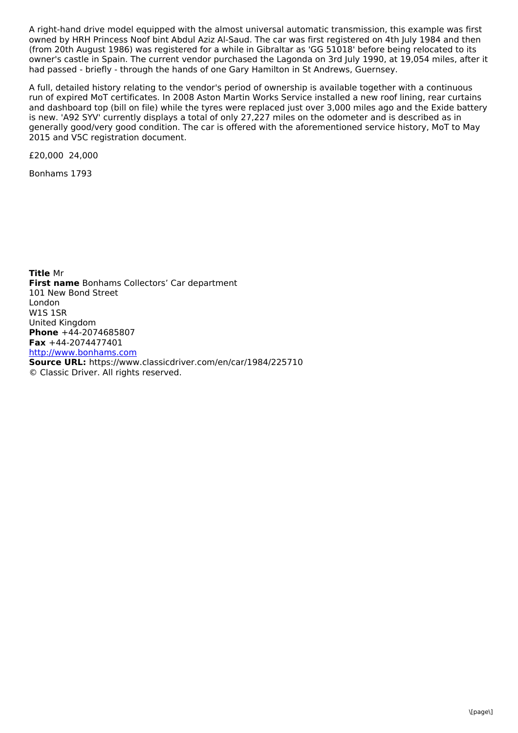A right-hand drive model equipped with the almost universal automatic transmission, this example was first owned by HRH Princess Noof bint Abdul Aziz Al-Saud. The car was first registered on 4th July 1984 and then (from 20th August 1986) was registered for a while in Gibraltar as 'GG 51018' before being relocated to its owner's castle in Spain. The current vendor purchased the Lagonda on 3rd July 1990, at 19,054 miles, after it had passed - briefly - through the hands of one Gary Hamilton in St Andrews, Guernsey.

A full, detailed history relating to the vendor's period of ownership is available together with a continuous run of expired MoT certificates. In 2008 Aston Martin Works Service installed a new roof lining, rear curtains and dashboard top (bill on file) while the tyres were replaced just over 3,000 miles ago and the Exide battery is new. 'A92 SYV' currently displays a total of only 27,227 miles on the odometer and is described as in generally good/very good condition. The car is offered with the aforementioned service history, MoT to May 2015 and V5C registration document.

£20,000 24,000

Bonhams 1793

**Title** Mr
**First name** Bonhams Collectors' Car department
101 New Bond Street
London
W1S 1SR
United Kingdom
**Phone** +44-2074685807
**Fax** +44-2074477401
http://www.bonhams.com
**Source URL:** https://www.classicdriver.com/en/car/1984/225710
© Classic Driver. All rights reserved.